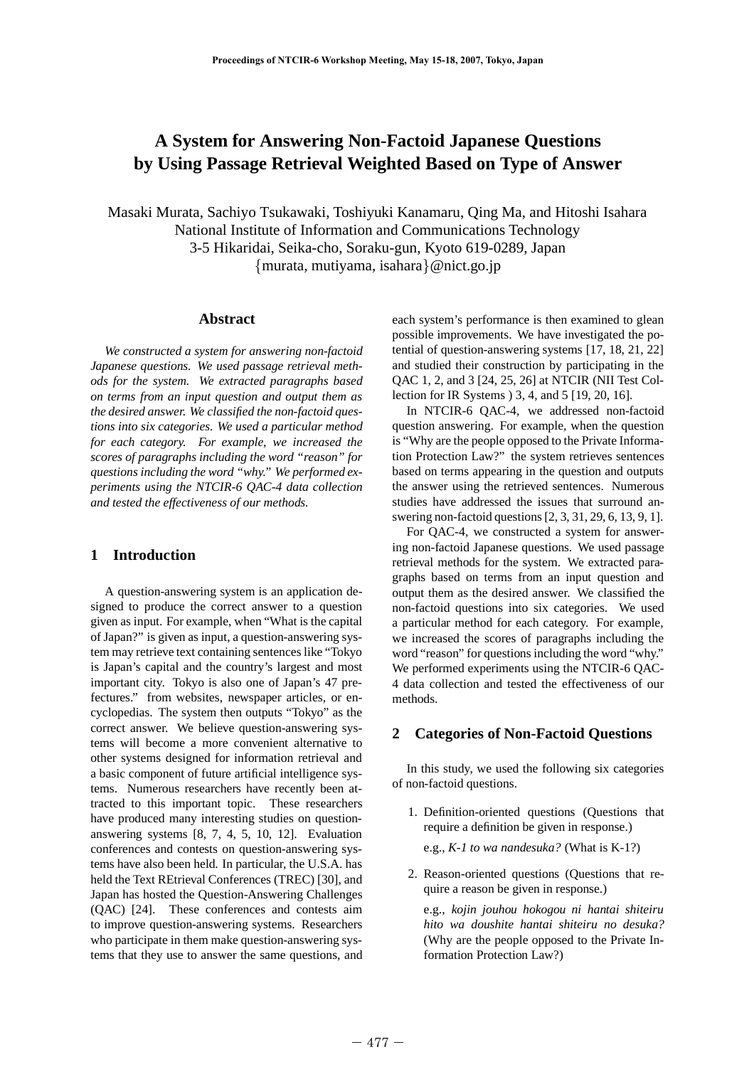# A System for Answering Non-Factoid Japanese Questions by Using Passage Retrieval Weighted Based on Type of Answer

Masaki Murata, Sachiyo Tsukawaki, Toshiyuki Kanamaru, Qing Ma, and Hitoshi Isahara
National Institute of Information and Communications Technology
3-5 Hikaridai, Seika-cho, Soraku-gun, Kyoto 619-0289, Japan
{murata, mutiyama, isahara}@nict.go.jp

## Abstract

*We constructed a system for answering non-factoid Japanese questions. We used passage retrieval methods for the system. We extracted paragraphs based on terms from an input question and output them as the desired answer. We classified the non-factoid questions into six categories. We used a particular method for each category. For example, we increased the scores of paragraphs including the word "reason" for questions including the word "why." We performed experiments using the NTCIR-6 QAC-4 data collection and tested the effectiveness of our methods.*

## 1 Introduction

A question-answering system is an application designed to produce the correct answer to a question given as input. For example, when "What is the capital of Japan?" is given as input, a question-answering system may retrieve text containing sentences like "Tokyo is Japan's capital and the country's largest and most important city. Tokyo is also one of Japan's 47 prefectures." from websites, newspaper articles, or encyclopedias. The system then outputs "Tokyo" as the correct answer. We believe question-answering systems will become a more convenient alternative to other systems designed for information retrieval and a basic component of future artificial intelligence systems. Numerous researchers have recently been attracted to this important topic. These researchers have produced many interesting studies on question-answering systems [8, 7, 4, 5, 10, 12]. Evaluation conferences and contests on question-answering systems have also been held. In particular, the U.S.A. has held the Text REtrieval Conferences (TREC) [30], and Japan has hosted the Question-Answering Challenges (QAC) [24]. These conferences and contests aim to improve question-answering systems. Researchers who participate in them make question-answering systems that they use to answer the same questions, and each system's performance is then examined to glean possible improvements. We have investigated the potential of question-answering systems [17, 18, 21, 22] and studied their construction by participating in the QAC 1, 2, and 3 [24, 25, 26] at NTCIR (NII Test Collection for IR Systems ) 3, 4, and 5 [19, 20, 16].

In NTCIR-6 QAC-4, we addressed non-factoid question answering. For example, when the question is "Why are the people opposed to the Private Information Protection Law?" the system retrieves sentences based on terms appearing in the question and outputs the answer using the retrieved sentences. Numerous studies have addressed the issues that surround answering non-factoid questions [2, 3, 31, 29, 6, 13, 9, 1].

For QAC-4, we constructed a system for answering non-factoid Japanese questions. We used passage retrieval methods for the system. We extracted paragraphs based on terms from an input question and output them as the desired answer. We classified the non-factoid questions into six categories. We used a particular method for each category. For example, we increased the scores of paragraphs including the word "reason" for questions including the word "why." We performed experiments using the NTCIR-6 QAC-4 data collection and tested the effectiveness of our methods.

## 2 Categories of Non-Factoid Questions

In this study, we used the following six categories of non-factoid questions.

1. Definition-oriented questions (Questions that require a definition be given in response.)

   e.g., *K-1 to wa nandesuka?* (What is K-1?)

2. Reason-oriented questions (Questions that require a reason be given in response.)

   e.g., *kojin jouhou hokogou ni hantai shiteiru hito wa doushite hantai shiteiru no desuka?* (Why are the people opposed to the Private Information Protection Law?)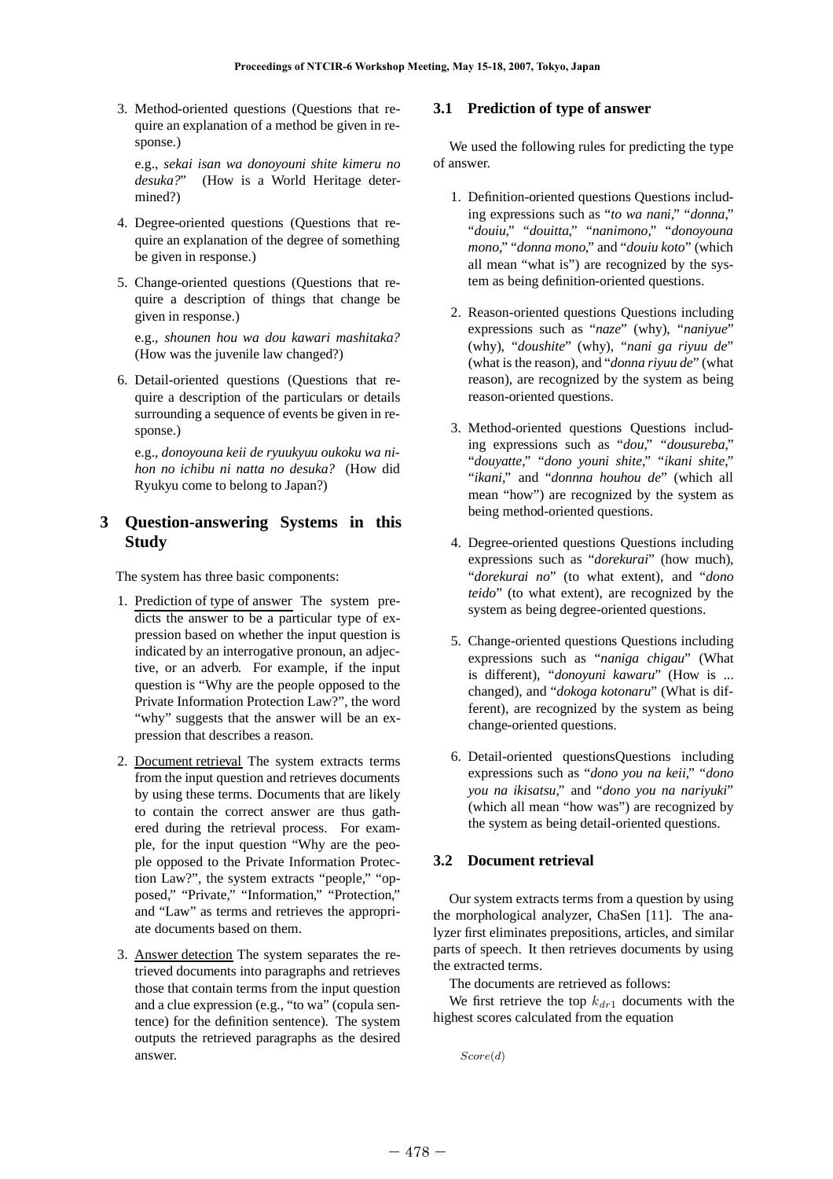3. Method-oriented questions (Questions that require an explanation of a method be given in response.)

   e.g., *sekai isan wa donoyouni shite kimeru no desuka?*" (How is a World Heritage determined?)

4. Degree-oriented questions (Questions that require an explanation of the degree of something be given in response.)

5. Change-oriented questions (Questions that require a description of things that change be given in response.)

   e.g., *shounen hou wa dou kawari mashitaka?* (How was the juvenile law changed?)

6. Detail-oriented questions (Questions that require a description of the particulars or details surrounding a sequence of events be given in response.)

   e.g., *donoyouna keii de ryuukyuu oukoku wa nihon no ichibu ni natta no desuka?* (How did Ryukyu come to belong to Japan?)

## 3 Question-answering Systems in this Study

The system has three basic components:

1. Prediction of type of answer The system predicts the answer to be a particular type of expression based on whether the input question is indicated by an interrogative pronoun, an adjective, or an adverb. For example, if the input question is "Why are the people opposed to the Private Information Protection Law?", the word "why" suggests that the answer will be an expression that describes a reason.

2. Document retrieval The system extracts terms from the input question and retrieves documents by using these terms. Documents that are likely to contain the correct answer are thus gathered during the retrieval process. For example, for the input question "Why are the people opposed to the Private Information Protection Law?", the system extracts "people," "opposed," "Private," "Information," "Protection," and "Law" as terms and retrieves the appropriate documents based on them.

3. Answer detection The system separates the retrieved documents into paragraphs and retrieves those that contain terms from the input question and a clue expression (e.g., "to wa" (copula sentence) for the definition sentence). The system outputs the retrieved paragraphs as the desired answer.

### 3.1 Prediction of type of answer

We used the following rules for predicting the type of answer.

1. Definition-oriented questions Questions including expressions such as "*to wa nani*," "*donna*," "*douiu*," "*douitta*," "*nanimono*," "*donoyouna mono*," "*donna mono*," and "*douiu koto*" (which all mean "what is") are recognized by the system as being definition-oriented questions.

2. Reason-oriented questions Questions including expressions such as "*naze*" (why), "*naniyue*" (why), "*doushite*" (why), "*nani ga riyuu de*" (what is the reason), and "*donna riyuu de*" (what reason), are recognized by the system as being reason-oriented questions.

3. Method-oriented questions Questions including expressions such as "*dou*," "*dousureba*," "*douyatte*," "*dono youni shite*," "*ikani shite*," "*ikani*," and "*donnna houhou de*" (which all mean "how") are recognized by the system as being method-oriented questions.

4. Degree-oriented questions Questions including expressions such as "*dorekurai*" (how much), "*dorekurai no*" (to what extent), and "*dono teido*" (to what extent), are recognized by the system as being degree-oriented questions.

5. Change-oriented questions Questions including expressions such as "*naniga chigau*" (What is different), "*donoyuni kawaru*" (How is ... changed), and "*dokoga kotonaru*" (What is different), are recognized by the system as being change-oriented questions.

6. Detail-oriented questionsQuestions including expressions such as "*dono you na keii*," "*dono you na ikisatsu*," and "*dono you na nariyuki*" (which all mean "how was") are recognized by the system as being detail-oriented questions.

### 3.2 Document retrieval

Our system extracts terms from a question by using the morphological analyzer, ChaSen [11]. The analyzer first eliminates prepositions, articles, and similar parts of speech. It then retrieves documents by using the extracted terms.

The documents are retrieved as follows:

We first retrieve the top $k_{dr1}$ documents with the highest scores calculated from the equation

$$Score(d)$$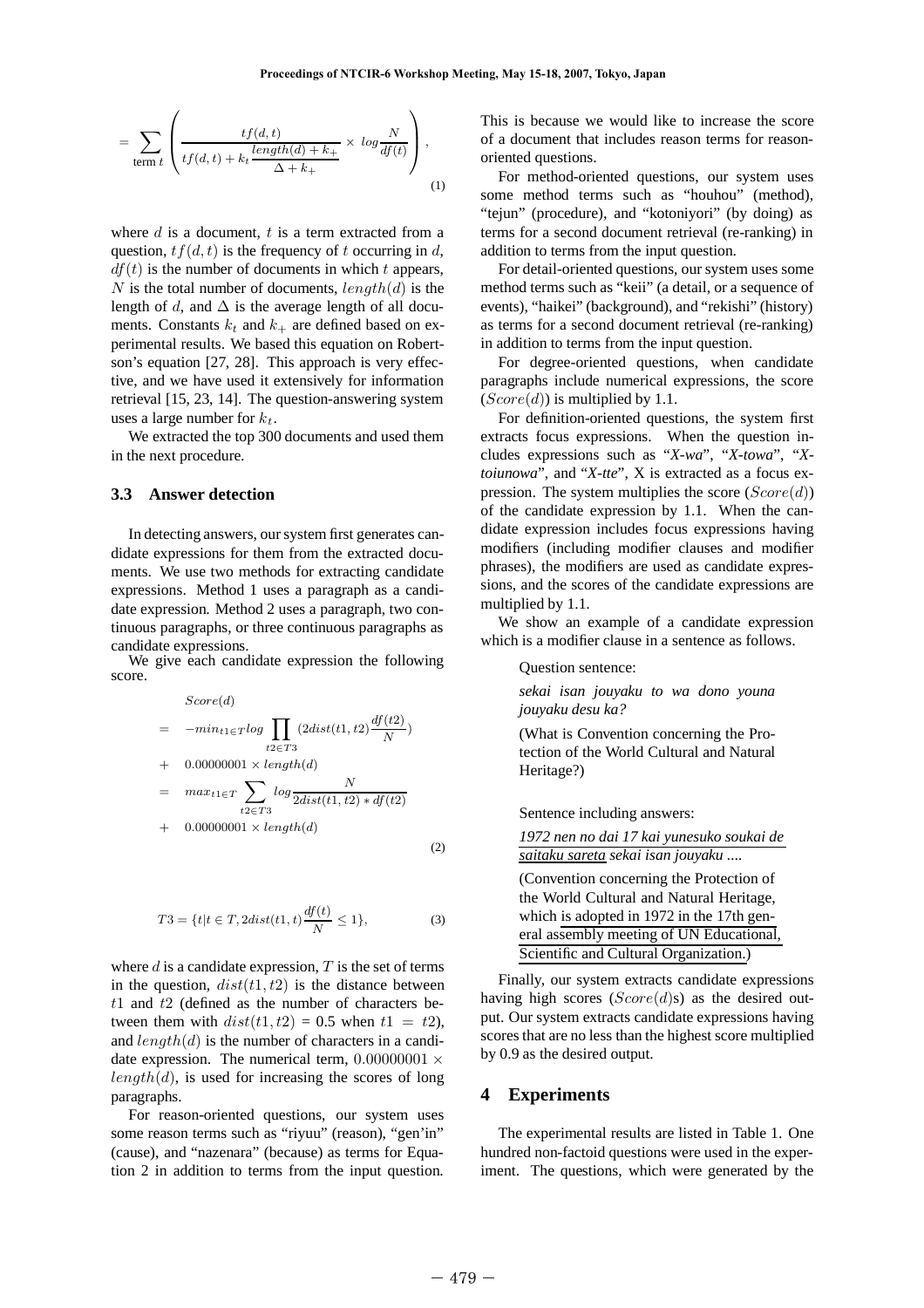$$= \sum_{\text{term } t} \left( \frac{tf(d,t)}{tf(d,t) + k_t \dfrac{length(d) + k_+}{\Delta + k_+}} \times log \frac{N}{df(t)} \right), \tag{1}$$

where $d$ is a document, $t$ is a term extracted from a question, $tf(d,t)$ is the frequency of $t$ occurring in $d$, $df(t)$ is the number of documents in which $t$ appears, $N$ is the total number of documents, $length(d)$ is the length of $d$, and $\Delta$ is the average length of all documents. Constants $k_t$ and $k_+$ are defined based on experimental results. We based this equation on Robertson's equation [27, 28]. This approach is very effective, and we have used it extensively for information retrieval [15, 23, 14]. The question-answering system uses a large number for $k_t$.

We extracted the top 300 documents and used them in the next procedure.

### 3.3 Answer detection

In detecting answers, our system first generates candidate expressions for them from the extracted documents. We use two methods for extracting candidate expressions. Method 1 uses a paragraph as a candidate expression. Method 2 uses a paragraph, two continuous paragraphs, or three continuous paragraphs as candidate expressions.

We give each candidate expression the following score.

$$\begin{aligned}
& Score(d) \\
= & -min_{t1 \in T} log \prod_{t2 \in T3} (2dist(t1,t2) \frac{df(t2)}{N}) \\
+ & \ 0.00000001 \times length(d) \\
= & \ max_{t1 \in T} \sum_{t2 \in T3} log \frac{N}{2dist(t1,t2) * df(t2)} \\
+ & \ 0.00000001 \times length(d)
\end{aligned} \tag{2}$$

$$T3 = \{t | t \in T, 2dist(t1,t) \frac{df(t)}{N} \leq 1\}, \tag{3}$$

where $d$ is a candidate expression, $T$ is the set of terms in the question, $dist(t1,t2)$ is the distance between $t1$ and $t2$ (defined as the number of characters between them with $dist(t1,t2)$ = 0.5 when $t1 = t2$), and $length(d)$ is the number of characters in a candidate expression. The numerical term, $0.00000001 \times length(d)$, is used for increasing the scores of long paragraphs.

For reason-oriented questions, our system uses some reason terms such as "riyuu" (reason), "gen'in" (cause), and "nazenara" (because) as terms for Equation 2 in addition to terms from the input question. This is because we would like to increase the score of a document that includes reason terms for reason-oriented questions.

For method-oriented questions, our system uses some method terms such as "houhou" (method), "tejun" (procedure), and "kotoniyori" (by doing) as terms for a second document retrieval (re-ranking) in addition to terms from the input question.

For detail-oriented questions, our system uses some method terms such as "keii" (a detail, or a sequence of events), "haikei" (background), and "rekishi" (history) as terms for a second document retrieval (re-ranking) in addition to terms from the input question.

For degree-oriented questions, when candidate paragraphs include numerical expressions, the score ($Score(d)$) is multiplied by 1.1.

For definition-oriented questions, the system first extracts focus expressions. When the question includes expressions such as "*X-wa*", "*X-towa*", "*X-toiunowa*", and "*X-tte*", X is extracted as a focus expression. The system multiplies the score ($Score(d)$) of the candidate expression by 1.1. When the candidate expression includes focus expressions having modifiers (including modifier clauses and modifier phrases), the modifiers are used as candidate expressions, and the scores of the candidate expressions are multiplied by 1.1.

We show an example of a candidate expression which is a modifier clause in a sentence as follows.

> Question sentence:
>
> *sekai isan jouyaku to wa dono youna jouyaku desu ka?*
>
> (What is Convention concerning the Protection of the World Cultural and Natural Heritage?)
>
> Sentence including answers:
>
> *1972 nen no dai 17 kai yunesuko soukai de saitaku sareta sekai isan jouyaku ....*
>
> (Convention concerning the Protection of the World Cultural and Natural Heritage, which is adopted in 1972 in the 17th general assembly meeting of UN Educational, Scientific and Cultural Organization.)

Finally, our system extracts candidate expressions having high scores ($Score(d)$s) as the desired output. Our system extracts candidate expressions having scores that are no less than the highest score multiplied by 0.9 as the desired output.

## 4 Experiments

The experimental results are listed in Table 1. One hundred non-factoid questions were used in the experiment. The questions, which were generated by the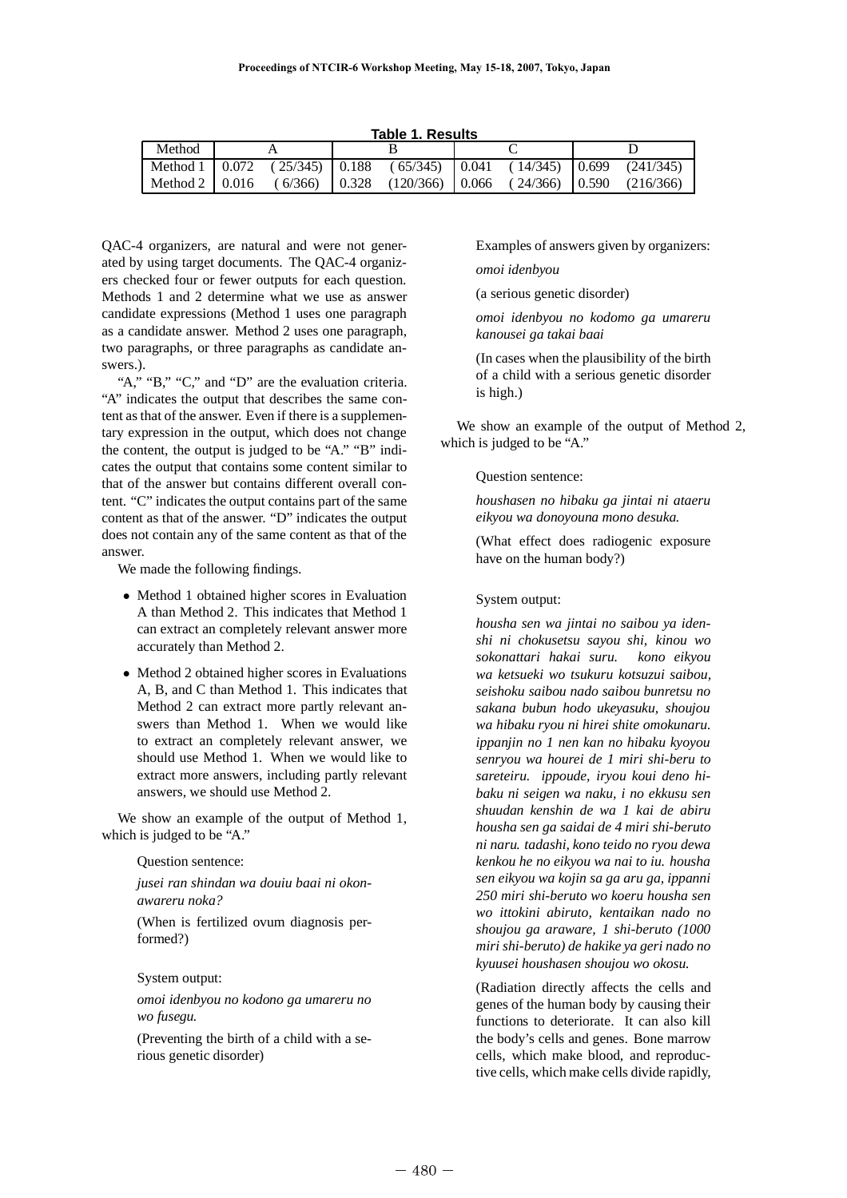**Table 1. Results**

| Method | A | | B | | C | | D | |
|---|---|---|---|---|---|---|---|---|
| Method 1 | 0.072 | ( 25/345) | 0.188 | ( 65/345) | 0.041 | ( 14/345) | 0.699 | (241/345) |
| Method 2 | 0.016 | ( 6/366) | 0.328 | (120/366) | 0.066 | ( 24/366) | 0.590 | (216/366) |

QAC-4 organizers, are natural and were not generated by using target documents. The QAC-4 organizers checked four or fewer outputs for each question. Methods 1 and 2 determine what we use as answer candidate expressions (Method 1 uses one paragraph as a candidate answer. Method 2 uses one paragraph, two paragraphs, or three paragraphs as candidate answers.).

"A," "B," "C," and "D" are the evaluation criteria. "A" indicates the output that describes the same content as that of the answer. Even if there is a supplementary expression in the output, which does not change the content, the output is judged to be "A." "B" indicates the output that contains some content similar to that of the answer but contains different overall content. "C" indicates the output contains part of the same content as that of the answer. "D" indicates the output does not contain any of the same content as that of the answer.

We made the following findings.

- Method 1 obtained higher scores in Evaluation A than Method 2. This indicates that Method 1 can extract an completely relevant answer more accurately than Method 2.
- Method 2 obtained higher scores in Evaluations A, B, and C than Method 1. This indicates that Method 2 can extract more partly relevant answers than Method 1. When we would like to extract an completely relevant answer, we should use Method 1. When we would like to extract more answers, including partly relevant answers, we should use Method 2.

We show an example of the output of Method 1, which is judged to be "A."

> Question sentence:
>
> *jusei ran shindan wa douiu baai ni okonawareru noka?*
>
> (When is fertilized ovum diagnosis performed?)
>
> System output:
>
> *omoi idenbyou no kodono ga umareru no wo fusegu.*
>
> (Preventing the birth of a child with a serious genetic disorder)
>
> Examples of answers given by organizers:
>
> *omoi idenbyou*
>
> (a serious genetic disorder)
>
> *omoi idenbyou no kodomo ga umareru kanousei ga takai baai*
>
> (In cases when the plausibility of the birth of a child with a serious genetic disorder is high.)

We show an example of the output of Method 2, which is judged to be "A."

> Question sentence:
>
> *houshasen no hibaku ga jintai ni ataeru eikyou wa donoyouna mono desuka.*
>
> (What effect does radiogenic exposure have on the human body?)
>
> System output:
>
> *housha sen wa jintai no saibou ya idenshi ni chokusetsu sayou shi, kinou wo sokonattari hakai suru. kono eikyou wa ketsueki wo tsukuru kotsuzui saibou, seishoku saibou nado saibou bunretsu no sakana bubun hodo ukeyasuku, shoujou wa hibaku ryou ni hirei shite omokunaru. ippanjin no 1 nen kan no hibaku kyoyou senryou wa hourei de 1 miri shi-beru to sareteiru. ippoude, iryou koui deno hibaku ni seigen wa naku, i no ekkusu sen shuudan kenshin de wa 1 kai de abiru housha sen ga saidai de 4 miri shi-beruto ni naru. tadashi, kono teido no ryou dewa kenkou he no eikyou wa nai to iu. housha sen eikyou wa kojin sa ga aru ga, ippanni 250 miri shi-beruto wo koeru housha sen wo ittokini abiruto, kentaikan nado no shoujou ga araware, 1 shi-beruto (1000 miri shi-beruto) de hakike ya geri nado no kyuusei houshasen shoujou wo okosu.*
>
> (Radiation directly affects the cells and genes of the human body by causing their functions to deteriorate. It can also kill the body's cells and genes. Bone marrow cells, which make blood, and reproductive cells, which make cells divide rapidly,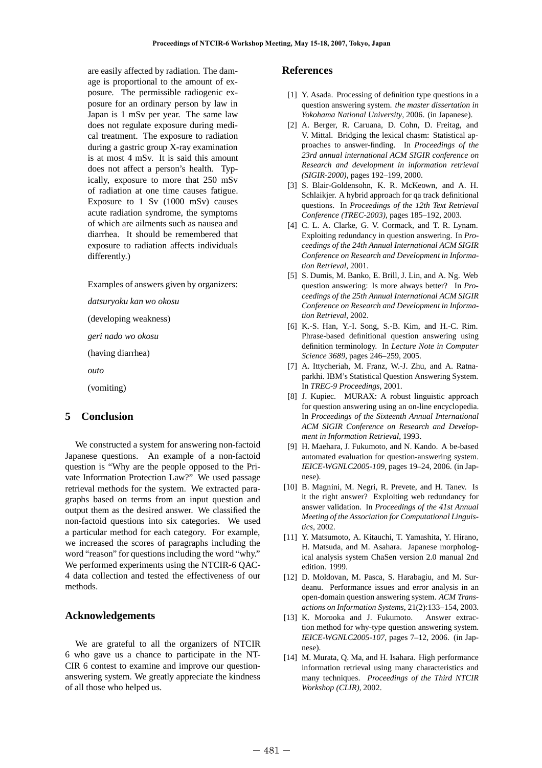are easily affected by radiation. The damage is proportional to the amount of exposure. The permissible radiogenic exposure for an ordinary person by law in Japan is 1 mSv per year. The same law does not regulate exposure during medical treatment. The exposure to radiation during a gastric group X-ray examination is at most 4 mSv. It is said this amount does not affect a person's health. Typically, exposure to more that 250 mSv of radiation at one time causes fatigue. Exposure to 1 Sv (1000 mSv) causes acute radiation syndrome, the symptoms of which are ailments such as nausea and diarrhea. It should be remembered that exposure to radiation affects individuals differently.)

Examples of answers given by organizers:

*datsuryoku kan wo okosu*

(developing weakness)

*geri nado wo okosu*

(having diarrhea)

*outo*

(vomiting)

## 5 Conclusion

We constructed a system for answering non-factoid Japanese questions. An example of a non-factoid question is "Why are the people opposed to the Private Information Protection Law?" We used passage retrieval methods for the system. We extracted paragraphs based on terms from an input question and output them as the desired answer. We classified the non-factoid questions into six categories. We used a particular method for each category. For example, we increased the scores of paragraphs including the word "reason" for questions including the word "why." We performed experiments using the NTCIR-6 QAC-4 data collection and tested the effectiveness of our methods.

## Acknowledgements

We are grateful to all the organizers of NTCIR 6 who gave us a chance to participate in the NTCIR 6 contest to examine and improve our question-answering system. We greatly appreciate the kindness of all those who helped us.

## References

[1] Y. Asada. Processing of definition type questions in a question answering system. *the master dissertation in Yokohama National University*, 2006. (in Japanese).

[2] A. Berger, R. Caruana, D. Cohn, D. Freitag, and V. Mittal. Bridging the lexical chasm: Statistical approaches to answer-finding. In *Proceedings of the 23rd annual international ACM SIGIR conference on Research and development in information retrieval (SIGIR-2000)*, pages 192–199, 2000.

[3] S. Blair-Goldensohn, K. R. McKeown, and A. H. Schlaikjer. A hybrid approach for qa track definitional questions. In *Proceedings of the 12th Text Retrieval Conference (TREC-2003)*, pages 185–192, 2003.

[4] C. L. A. Clarke, G. V. Cormack, and T. R. Lynam. Exploiting redundancy in question answering. In *Proceedings of the 24th Annual International ACM SIGIR Conference on Research and Development in Information Retrieval*, 2001.

[5] S. Dumis, M. Banko, E. Brill, J. Lin, and A. Ng. Web question answering: Is more always better? In *Proceedings of the 25th Annual International ACM SIGIR Conference on Research and Development in Information Retrieval*, 2002.

[6] K.-S. Han, Y.-I. Song, S.-B. Kim, and H.-C. Rim. Phrase-based definitional question answering using definition terminology. In *Lecture Note in Computer Science 3689*, pages 246–259, 2005.

[7] A. Ittycheriah, M. Franz, W.-J. Zhu, and A. Ratnaparkhi. IBM's Statistical Question Answering System. In *TREC-9 Proceedings*, 2001.

[8] J. Kupiec. MURAX: A robust linguistic approach for question answering using an on-line encyclopedia. In *Proceedings of the Sixteenth Annual International ACM SIGIR Conference on Research and Development in Information Retrieval*, 1993.

[9] H. Maehara, J. Fukumoto, and N. Kando. A be-based automated evaluation for question-answering system. *IEICE-WGNLC2005-109*, pages 19–24, 2006. (in Japanese).

[10] B. Magnini, M. Negri, R. Prevete, and H. Tanev. Is it the right answer? Exploiting web redundancy for answer validation. In *Proceedings of the 41st Annual Meeting of the Association for Computational Linguistics*, 2002.

[11] Y. Matsumoto, A. Kitauchi, T. Yamashita, Y. Hirano, H. Matsuda, and M. Asahara. Japanese morphological analysis system ChaSen version 2.0 manual 2nd edition. 1999.

[12] D. Moldovan, M. Pasca, S. Harabagiu, and M. Surdeanu. Performance issues and error analysis in an open-domain question answering system. *ACM Transactions on Information Systems*, 21(2):133–154, 2003.

[13] K. Morooka and J. Fukumoto. Answer extraction method for why-type question answering system. *IEICE-WGNLC2005-107*, pages 7–12, 2006. (in Japanese).

[14] M. Murata, Q. Ma, and H. Isahara. High performance information retrieval using many characteristics and many techniques. *Proceedings of the Third NTCIR Workshop (CLIR)*, 2002.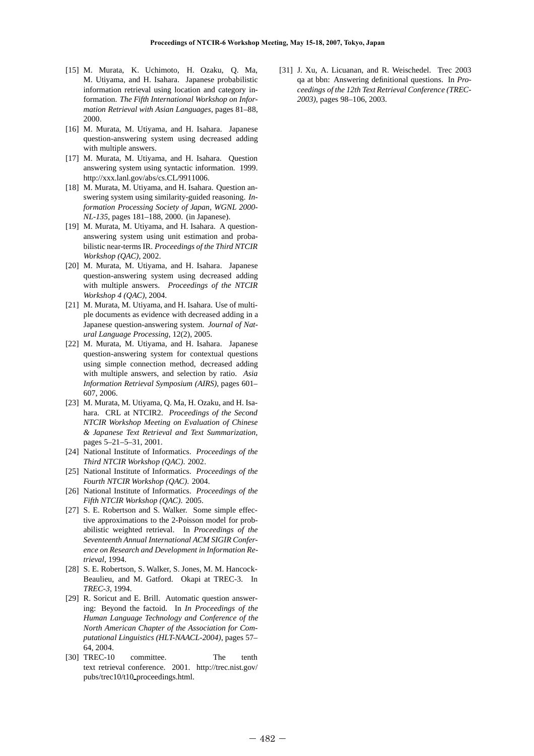[15] M. Murata, K. Uchimoto, H. Ozaku, Q. Ma, M. Utiyama, and H. Isahara. Japanese probabilistic information retrieval using location and category information. *The Fifth International Workshop on Information Retrieval with Asian Languages*, pages 81–88, 2000.

[16] M. Murata, M. Utiyama, and H. Isahara. Japanese question-answering system using decreased adding with multiple answers.

[17] M. Murata, M. Utiyama, and H. Isahara. Question answering system using syntactic information. 1999. http://xxx.lanl.gov/abs/cs.CL/9911006.

[18] M. Murata, M. Utiyama, and H. Isahara. Question answering system using similarity-guided reasoning. *Information Processing Society of Japan, WGNL 2000-NL-135*, pages 181–188, 2000. (in Japanese).

[19] M. Murata, M. Utiyama, and H. Isahara. A question-answering system using unit estimation and probabilistic near-terms IR. *Proceedings of the Third NTCIR Workshop (QAC)*, 2002.

[20] M. Murata, M. Utiyama, and H. Isahara. Japanese question-answering system using decreased adding with multiple answers. *Proceedings of the NTCIR Workshop 4 (QAC)*, 2004.

[21] M. Murata, M. Utiyama, and H. Isahara. Use of multiple documents as evidence with decreased adding in a Japanese question-answering system. *Journal of Natural Language Processing*, 12(2), 2005.

[22] M. Murata, M. Utiyama, and H. Isahara. Japanese question-answering system for contextual questions using simple connection method, decreased adding with multiple answers, and selection by ratio. *Asia Information Retrieval Symposium (AIRS)*, pages 601–607, 2006.

[23] M. Murata, M. Utiyama, Q. Ma, H. Ozaku, and H. Isahara. CRL at NTCIR2. *Proceedings of the Second NTCIR Workshop Meeting on Evaluation of Chinese & Japanese Text Retrieval and Text Summarization*, pages 5–21–5–31, 2001.

[24] National Institute of Informatics. *Proceedings of the Third NTCIR Workshop (QAC)*. 2002.

[25] National Institute of Informatics. *Proceedings of the Fourth NTCIR Workshop (QAC)*. 2004.

[26] National Institute of Informatics. *Proceedings of the Fifth NTCIR Workshop (QAC)*. 2005.

[27] S. E. Robertson and S. Walker. Some simple effective approximations to the 2-Poisson model for probabilistic weighted retrieval. In *Proceedings of the Seventeenth Annual International ACM SIGIR Conference on Research and Development in Information Retrieval*, 1994.

[28] S. E. Robertson, S. Walker, S. Jones, M. M. Hancock-Beaulieu, and M. Gatford. Okapi at TREC-3. In *TREC-3*, 1994.

[29] R. Soricut and E. Brill. Automatic question answering: Beyond the factoid. In *In Proceedings of the Human Language Technology and Conference of the North American Chapter of the Association for Computational Linguistics (HLT-NAACL-2004)*, pages 57–64, 2004.

[30] TREC-10 committee. The tenth text retrieval conference. 2001. http://trec.nist.gov/pubs/trec10/t10_proceedings.html.

[31] J. Xu, A. Licuanan, and R. Weischedel. Trec 2003 qa at bbn: Answering definitional questions. In *Proceedings of the 12th Text Retrieval Conference (TREC-2003)*, pages 98–106, 2003.